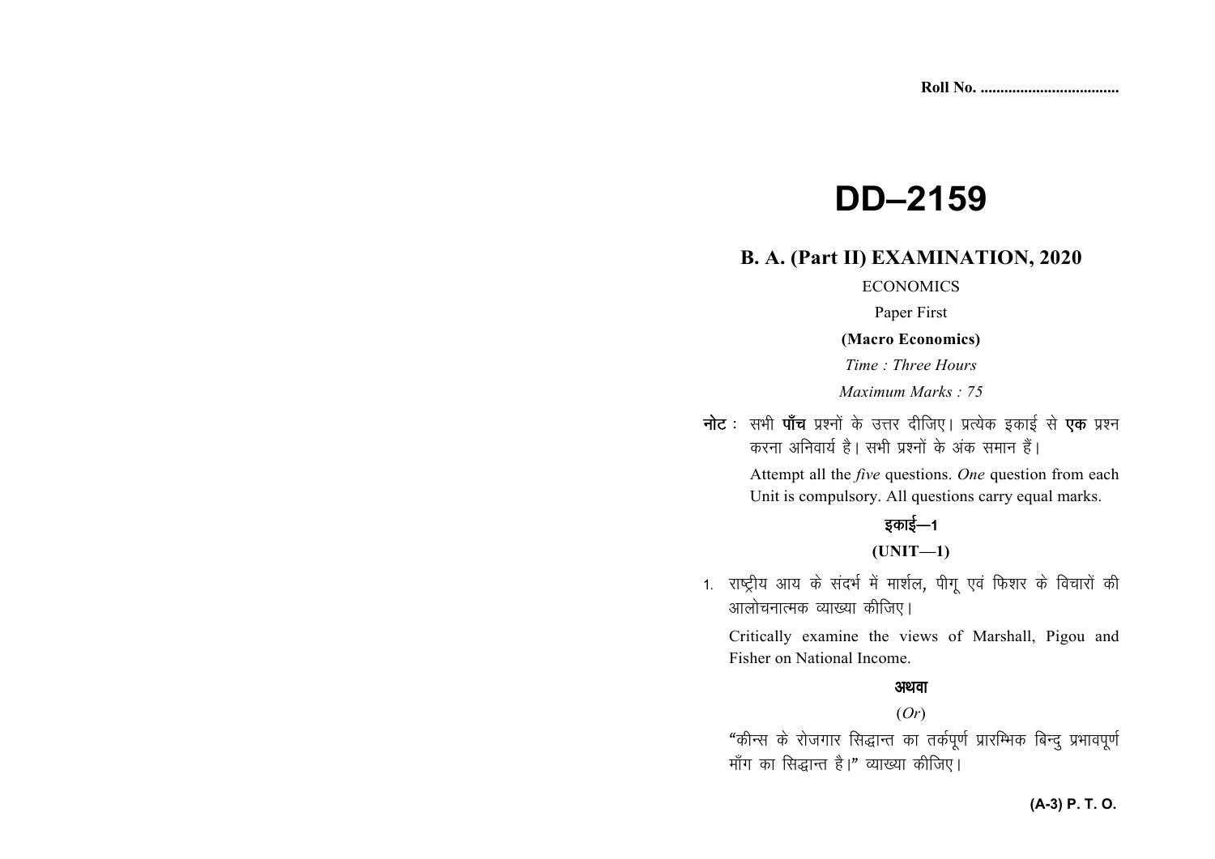Roll No. ..................................

# DD–2159

## B. A. (Part II) EXAMINATION, 2020

ECONOMICS

Paper First

**(Macro Economics)**

*Time : Three Hours*

*Maximum Marks : 75*

**नोट** : सभी **पाँच** प्रश्नों के उत्तर दीजिए। प्रत्येक इकाई से **एक** प्रश्न करना अनिवार्य है। सभी प्रश्नों के अंक समान हैं।

Attempt all the *five* questions. *One* question from each Unit is compulsory. All questions carry equal marks.

### इकाई—1

### (UNIT—1)

1. राष्ट्रीय आय के संदर्भ में मार्शल, पीगू एवं फिशर के विचारों की आलोचनात्मक व्याख्या कीजिए।

   Critically examine the views of Marshall, Pigou and Fisher on National Income.

   **अथवा**

   (*Or*)

   "कीन्स के रोजगार सिद्धान्त का तर्कपूर्ण प्रारम्भिक बिन्दु प्रभावपूर्ण माँग का सिद्धान्त है।" व्याख्या कीजिए।

**(A-3) P. T. O.**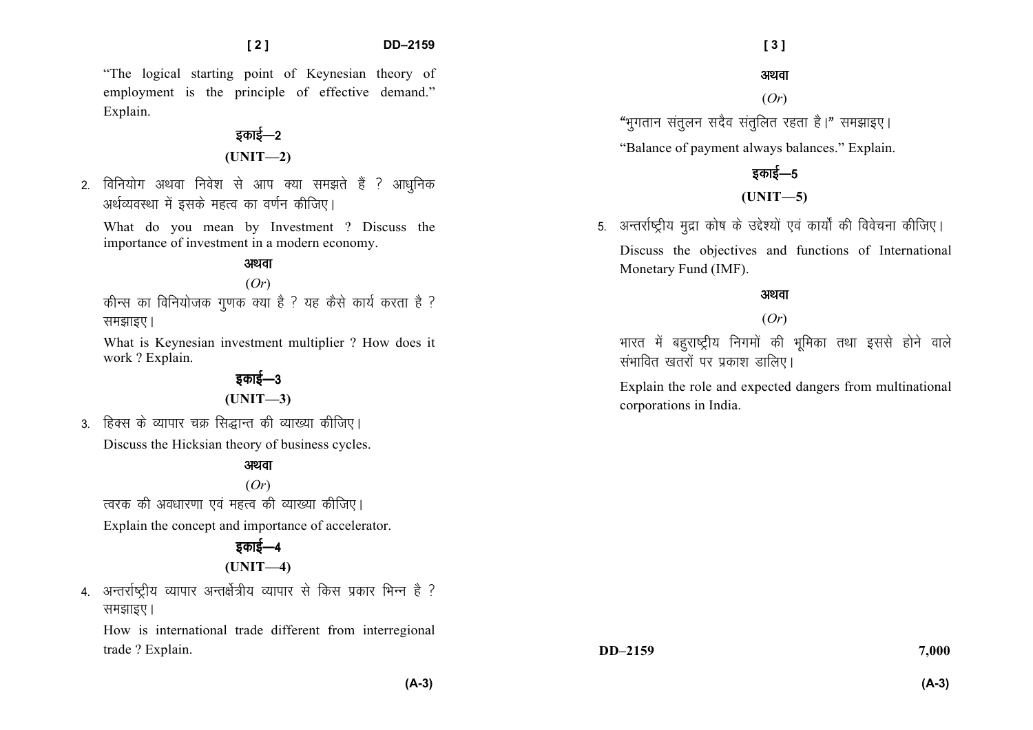"The logical starting point of Keynesian theory of employment is the principle of effective demand." Explain.

## इकाई—2

## (UNIT—2)

2. विनियोग अथवा निवेश से आप क्या समझते हैं ? आधुनिक अर्थव्यवस्था में इसके महत्व का वर्णन कीजिए।

   What do you mean by Investment ? Discuss the importance of investment in a modern economy.

   अथवा

   (*Or*)

   कीन्स का विनियोजक गुणक क्या है ? यह कैसे कार्य करता है ? समझाइए।

   What is Keynesian investment multiplier ? How does it work ? Explain.

## इकाई—3

## (UNIT—3)

3. हिक्स के व्यापार चक्र सिद्धान्त की व्याख्या कीजिए।

   Discuss the Hicksian theory of business cycles.

   अथवा

   (*Or*)

   त्वरक की अवधारणा एवं महत्व की व्याख्या कीजिए।

   Explain the concept and importance of accelerator.

## इकाई—4

## (UNIT—4)

4. अन्तर्राष्ट्रीय व्यापार अन्तर्क्षेत्रीय व्यापार से किस प्रकार भिन्न है ? समझाइए।

   How is international trade different from interregional trade ? Explain.

   अथवा

   (*Or*)

   "भुगतान संतुलन सदैव संतुलित रहता है।" समझाइए।

   "Balance of payment always balances." Explain.

## इकाई—5

## (UNIT—5)

5. अन्तर्राष्ट्रीय मुद्रा कोष के उद्देश्यों एवं कार्यों की विवेचना कीजिए।

   Discuss the objectives and functions of International Monetary Fund (IMF).

   अथवा

   (*Or*)

   भारत में बहुराष्ट्रीय निगमों की भूमिका तथा इससे होने वाले संभावित खतरों पर प्रकाश डालिए।

   Explain the role and expected dangers from multinational corporations in India.

DD–2159 7,000